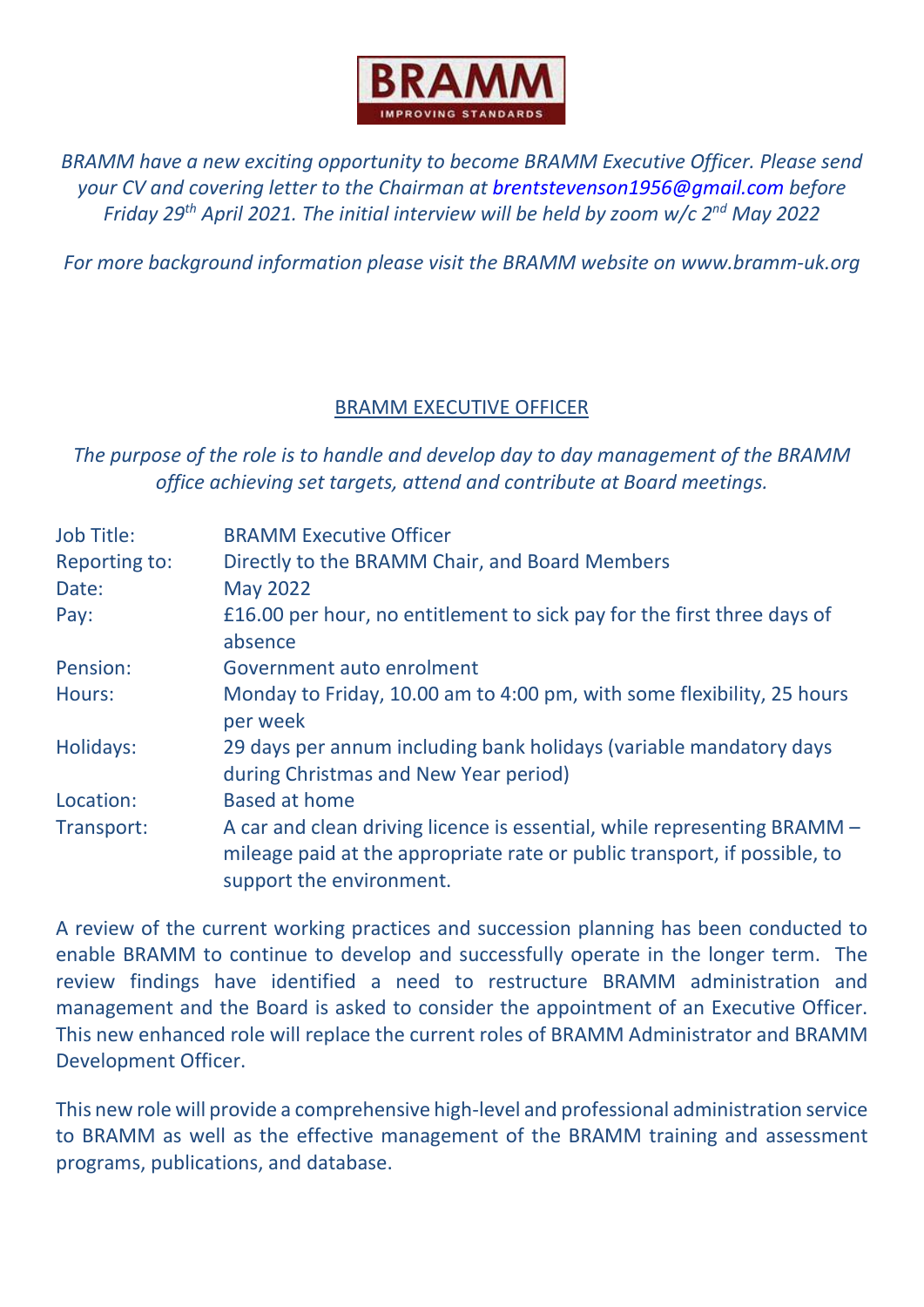**BRAMM**
IMPROVING STANDARDS

*BRAMM have a new exciting opportunity to become BRAMM Executive Officer. Please send your CV and covering letter to the Chairman at brentstevenson1956@gmail.com before Friday 29th April 2021. The initial interview will be held by zoom w/c 2nd May 2022*

*For more background information please visit the BRAMM website on www.bramm-uk.org*

## BRAMM EXECUTIVE OFFICER

*The purpose of the role is to handle and develop day to day management of the BRAMM office achieving set targets, attend and contribute at Board meetings.*

| | |
|---|---|
| Job Title: | BRAMM Executive Officer |
| Reporting to: | Directly to the BRAMM Chair, and Board Members |
| Date: | May 2022 |
| Pay: | £16.00 per hour, no entitlement to sick pay for the first three days of absence |
| Pension: | Government auto enrolment |
| Hours: | Monday to Friday, 10.00 am to 4:00 pm, with some flexibility, 25 hours per week |
| Holidays: | 29 days per annum including bank holidays (variable mandatory days during Christmas and New Year period) |
| Location: | Based at home |
| Transport: | A car and clean driving licence is essential, while representing BRAMM – mileage paid at the appropriate rate or public transport, if possible, to support the environment. |

A review of the current working practices and succession planning has been conducted to enable BRAMM to continue to develop and successfully operate in the longer term. The review findings have identified a need to restructure BRAMM administration and management and the Board is asked to consider the appointment of an Executive Officer. This new enhanced role will replace the current roles of BRAMM Administrator and BRAMM Development Officer.

This new role will provide a comprehensive high-level and professional administration service to BRAMM as well as the effective management of the BRAMM training and assessment programs, publications, and database.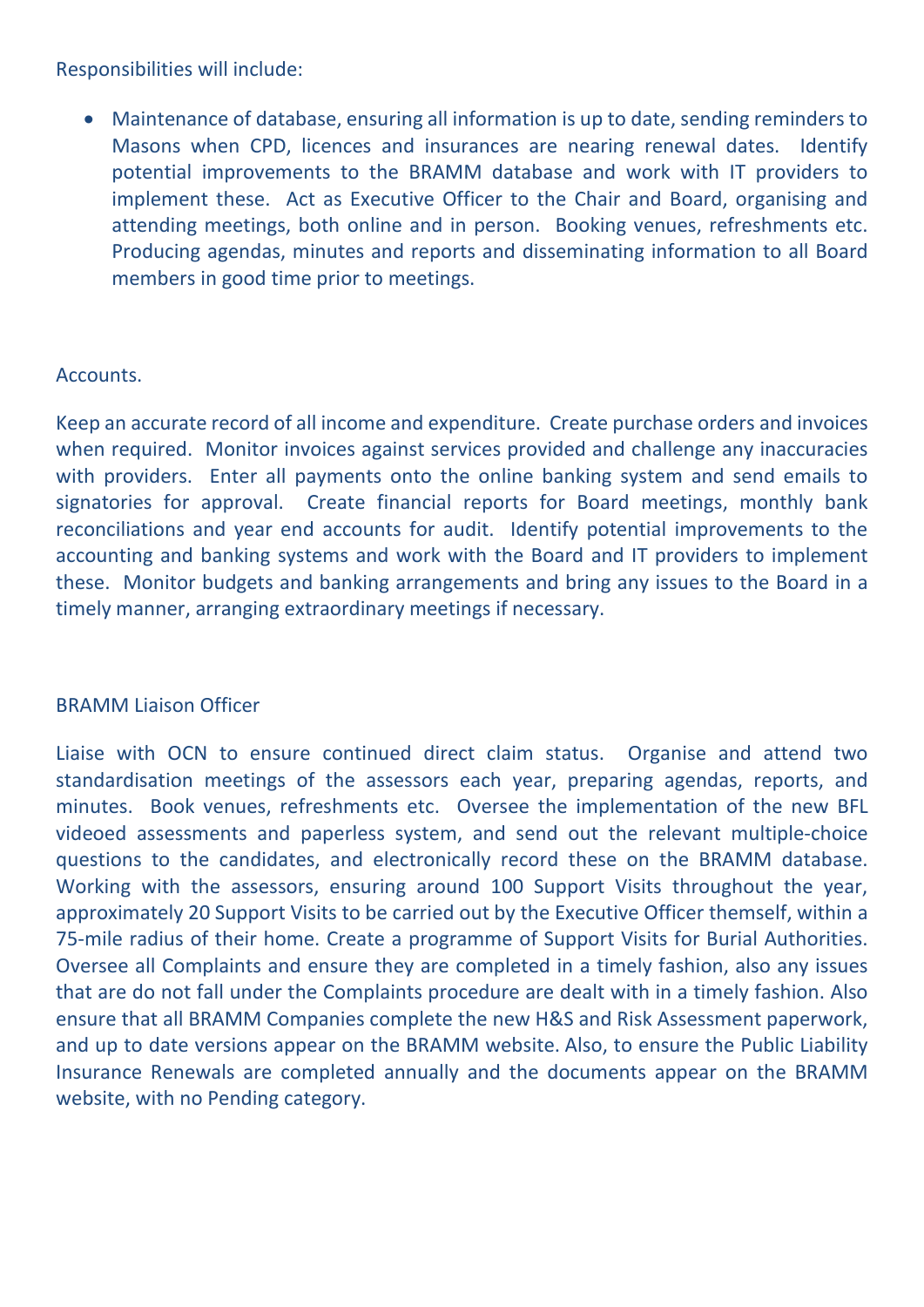Responsibilities will include:

- Maintenance of database, ensuring all information is up to date, sending reminders to Masons when CPD, licences and insurances are nearing renewal dates. Identify potential improvements to the BRAMM database and work with IT providers to implement these. Act as Executive Officer to the Chair and Board, organising and attending meetings, both online and in person. Booking venues, refreshments etc. Producing agendas, minutes and reports and disseminating information to all Board members in good time prior to meetings.

Accounts.

Keep an accurate record of all income and expenditure. Create purchase orders and invoices when required. Monitor invoices against services provided and challenge any inaccuracies with providers. Enter all payments onto the online banking system and send emails to signatories for approval. Create financial reports for Board meetings, monthly bank reconciliations and year end accounts for audit. Identify potential improvements to the accounting and banking systems and work with the Board and IT providers to implement these. Monitor budgets and banking arrangements and bring any issues to the Board in a timely manner, arranging extraordinary meetings if necessary.

BRAMM Liaison Officer

Liaise with OCN to ensure continued direct claim status. Organise and attend two standardisation meetings of the assessors each year, preparing agendas, reports, and minutes. Book venues, refreshments etc. Oversee the implementation of the new BFL videoed assessments and paperless system, and send out the relevant multiple-choice questions to the candidates, and electronically record these on the BRAMM database. Working with the assessors, ensuring around 100 Support Visits throughout the year, approximately 20 Support Visits to be carried out by the Executive Officer themself, within a 75-mile radius of their home. Create a programme of Support Visits for Burial Authorities. Oversee all Complaints and ensure they are completed in a timely fashion, also any issues that are do not fall under the Complaints procedure are dealt with in a timely fashion. Also ensure that all BRAMM Companies complete the new H&S and Risk Assessment paperwork, and up to date versions appear on the BRAMM website. Also, to ensure the Public Liability Insurance Renewals are completed annually and the documents appear on the BRAMM website, with no Pending category.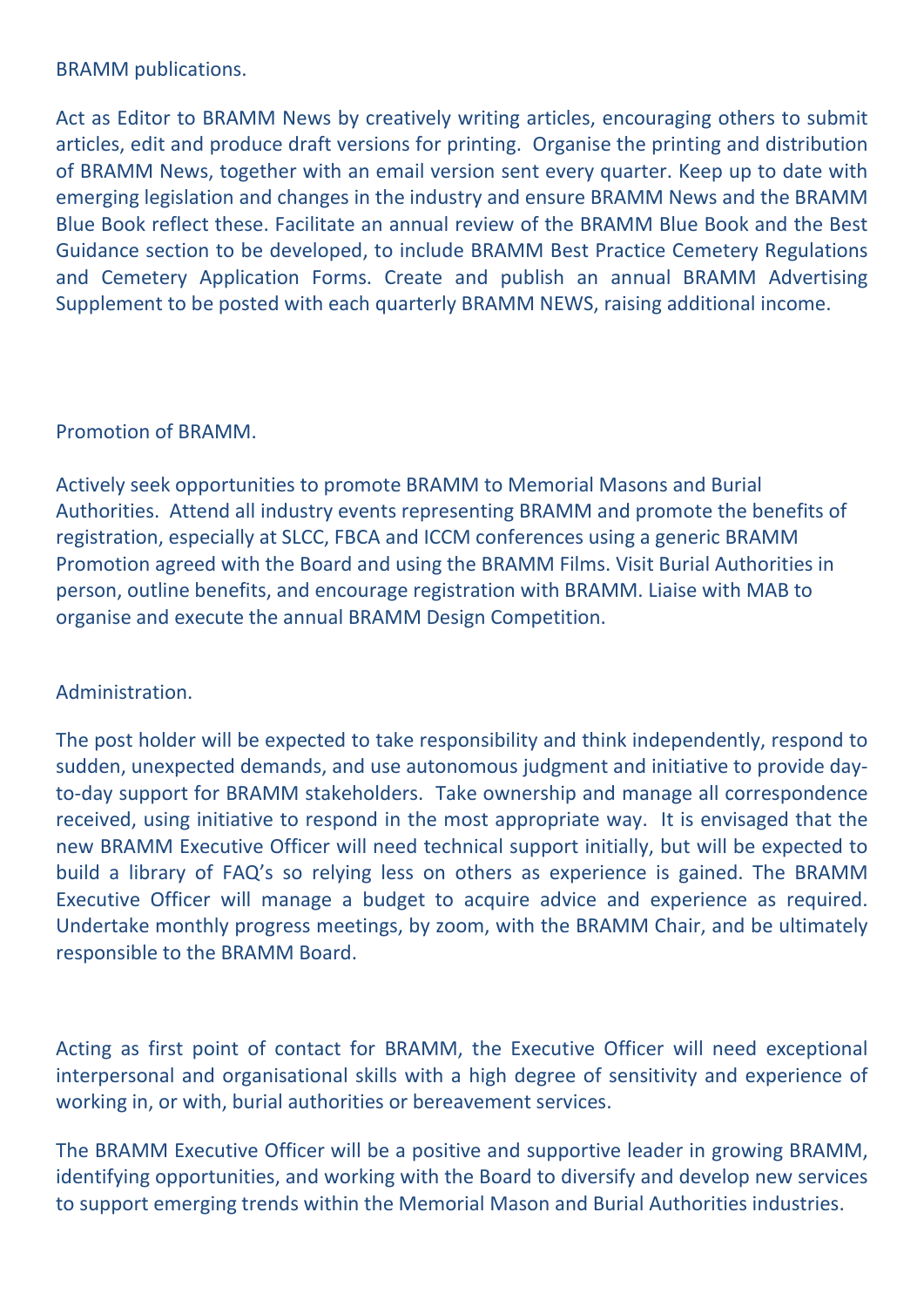BRAMM publications.

Act as Editor to BRAMM News by creatively writing articles, encouraging others to submit articles, edit and produce draft versions for printing. Organise the printing and distribution of BRAMM News, together with an email version sent every quarter. Keep up to date with emerging legislation and changes in the industry and ensure BRAMM News and the BRAMM Blue Book reflect these. Facilitate an annual review of the BRAMM Blue Book and the Best Guidance section to be developed, to include BRAMM Best Practice Cemetery Regulations and Cemetery Application Forms. Create and publish an annual BRAMM Advertising Supplement to be posted with each quarterly BRAMM NEWS, raising additional income.

Promotion of BRAMM.

Actively seek opportunities to promote BRAMM to Memorial Masons and Burial Authorities. Attend all industry events representing BRAMM and promote the benefits of registration, especially at SLCC, FBCA and ICCM conferences using a generic BRAMM Promotion agreed with the Board and using the BRAMM Films. Visit Burial Authorities in person, outline benefits, and encourage registration with BRAMM. Liaise with MAB to organise and execute the annual BRAMM Design Competition.

Administration.

The post holder will be expected to take responsibility and think independently, respond to sudden, unexpected demands, and use autonomous judgment and initiative to provide day-to-day support for BRAMM stakeholders. Take ownership and manage all correspondence received, using initiative to respond in the most appropriate way. It is envisaged that the new BRAMM Executive Officer will need technical support initially, but will be expected to build a library of FAQ's so relying less on others as experience is gained. The BRAMM Executive Officer will manage a budget to acquire advice and experience as required. Undertake monthly progress meetings, by zoom, with the BRAMM Chair, and be ultimately responsible to the BRAMM Board.

Acting as first point of contact for BRAMM, the Executive Officer will need exceptional interpersonal and organisational skills with a high degree of sensitivity and experience of working in, or with, burial authorities or bereavement services.

The BRAMM Executive Officer will be a positive and supportive leader in growing BRAMM, identifying opportunities, and working with the Board to diversify and develop new services to support emerging trends within the Memorial Mason and Burial Authorities industries.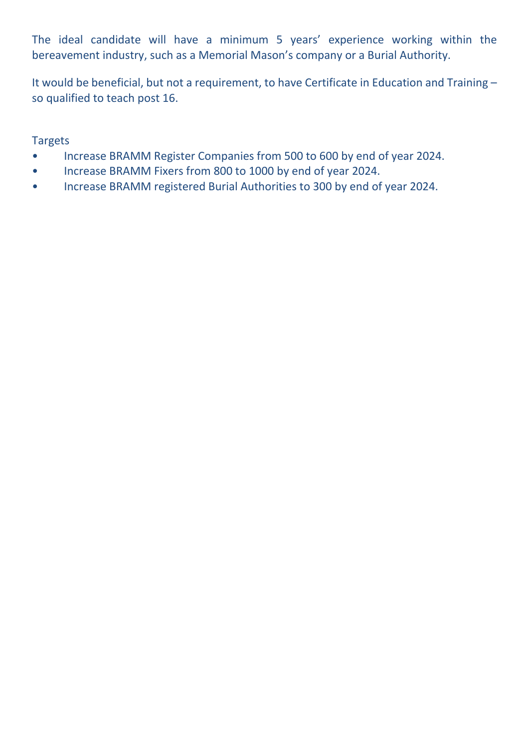The ideal candidate will have a minimum 5 years' experience working within the bereavement industry, such as a Memorial Mason's company or a Burial Authority.

It would be beneficial, but not a requirement, to have Certificate in Education and Training – so qualified to teach post 16.

Targets

- Increase BRAMM Register Companies from 500 to 600 by end of year 2024.
- Increase BRAMM Fixers from 800 to 1000 by end of year 2024.
- Increase BRAMM registered Burial Authorities to 300 by end of year 2024.